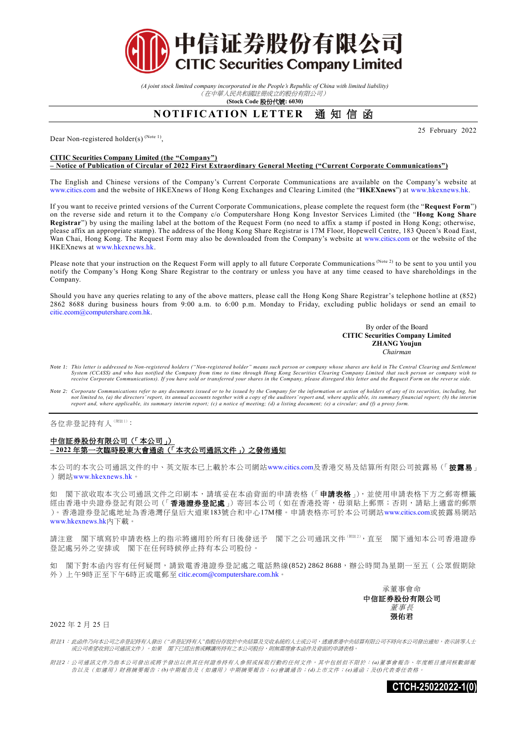# 中信证券股份有限公司
# CITIC Securities Company Limited

*(A joint stock limited company incorporated in the People's Republic of China with limited liability)*
*（在中華人民共和國註冊成立的股份有限公司）*
**(Stock Code 股份代號: 6030)**

## NOTIFICATION LETTER 通知信函

25 February 2022

Dear Non-registered holder(s) (Note 1),

**CITIC Securities Company Limited (the "Company")**
**– Notice of Publication of Circular of 2022 First Extraordinary General Meeting ("Current Corporate Communications")**

The English and Chinese versions of the Company's Current Corporate Communications are available on the Company's website at www.citics.com and the website of HKEXnews of Hong Kong Exchanges and Clearing Limited (the "**HKEXnews**") at www.hkexnews.hk.

If you want to receive printed versions of the Current Corporate Communications, please complete the request form (the "**Request Form**") on the reverse side and return it to the Company c/o Computershare Hong Kong Investor Services Limited (the "**Hong Kong Share Registrar**") by using the mailing label at the bottom of the Request Form (no need to affix a stamp if posted in Hong Kong; otherwise, please affix an appropriate stamp). The address of the Hong Kong Share Registrar is 17M Floor, Hopewell Centre, 183 Queen's Road East, Wan Chai, Hong Kong. The Request Form may also be downloaded from the Company's website at www.citics.com or the website of the HKEXnews at www.hkexnews.hk.

Please note that your instruction on the Request Form will apply to all future Corporate Communications (Note 2) to be sent to you until you notify the Company's Hong Kong Share Registrar to the contrary or unless you have at any time ceased to have shareholdings in the Company.

Should you have any queries relating to any of the above matters, please call the Hong Kong Share Registrar's telephone hotline at (852) 2862 8688 during business hours from 9:00 a.m. to 6:00 p.m. Monday to Friday, excluding public holidays or send an email to citic.ecom@computershare.com.hk.

By order of the Board
**CITIC Securities Company Limited**
**ZHANG Youjun**
*Chairman*

*Note 1: This letter is addressed to Non-registered holders ("Non-registered holder" means such person or company whose shares are held in The Central Clearing and Settlement System (CCASS) and who has notified the Company from time to time through Hong Kong Securities Clearing Company Limited that such person or company wish to receive Corporate Communications). If you have sold or transferred your shares in the Company, please disregard this letter and the Request Form on the reverse side.*

*Note 2: Corporate Communications refer to any documents issued or to be issued by the Company for the information or action of holders of any of its securities, including, but not limited to, (a) the directors' report, its annual accounts together with a copy of the auditors' report and, where applicable, its summary financial report; (b) the interim report and, where applicable, its summary interim report; (c) a notice of meeting; (d) a listing document; (e) a circular; and (f) a proxy form.*

---

各位非登記持有人(附註1)：

**中信証券股份有限公司（「本公司」）**
**– 2022年第一次臨時股東大會通函（「本次公司通訊文件」）之發佈通知**

本公司的本次公司通訊文件的中、英文版本已上載於本公司網站www.citics.com及香港交易及結算所有限公司披露易（「**披露易**」）網站www.hkexnews.hk。

如 閣下欲收取本次公司通訊文件之印刷本，請填妥在本函背面的申請表格（「**申請表格**」），並使用申請表格下方之郵寄標籤經由香港中央證券登記有限公司（「**香港證券登記處**」）寄回本公司（如在香港投寄，毋須貼上郵票；否則，請貼上適當的郵票）。香港證券登記處地址為香港灣仔皇后大道東183號合和中心17M樓。申請表格亦可於本公司網站www.citics.com或披露易網站www.hkexnews.hk內下載。

請注意 閣下填寫於申請表格上的指示將適用於所有日後發送予 閣下之公司通訊文件(附註2)，直至 閣下通知本公司香港證券登記處另外之安排或 閣下在任何時候停止持有本公司股份。

如 閣下對本函內容有任何疑問，請致電香港證券登記處之電話熱線(852) 2862 8688，辦公時間為星期一至五（公眾假期除外）上午9時正至下午6時正或電郵至citic.ecom@computershare.com.hk。

承董事會命
**中信証券股份有限公司**
*董事長*
**張佑君**

2022年2月25日

*附註1：此函件乃向本公司之非登記持有人發出（"非登記持有人"指股份存放於中央結算及交收系統的人士或公司，透過香港中央結算有限公司不時向本公司發出通知，表示該等人士或公司希望收到公司通訊文件）。如果 閣下已經出售或轉讓所持有之本公司股份，則無需理會本函件及背面的申請表格。*

*附註2：公司通訊文件乃指本公司發出或將予發出以供其任何證券持有人參照或採取行動的任何文件，其中包括但不限於：(a)董事會報告、年度帳目連同核數師報告以及（如適用）財務摘要報告；(b)中期報告及（如適用）中期摘要報告；(c)會議通告；(d)上市文件；(e)通函；及(f)代表委任表格。*

**CTCH-25022022-1(0)**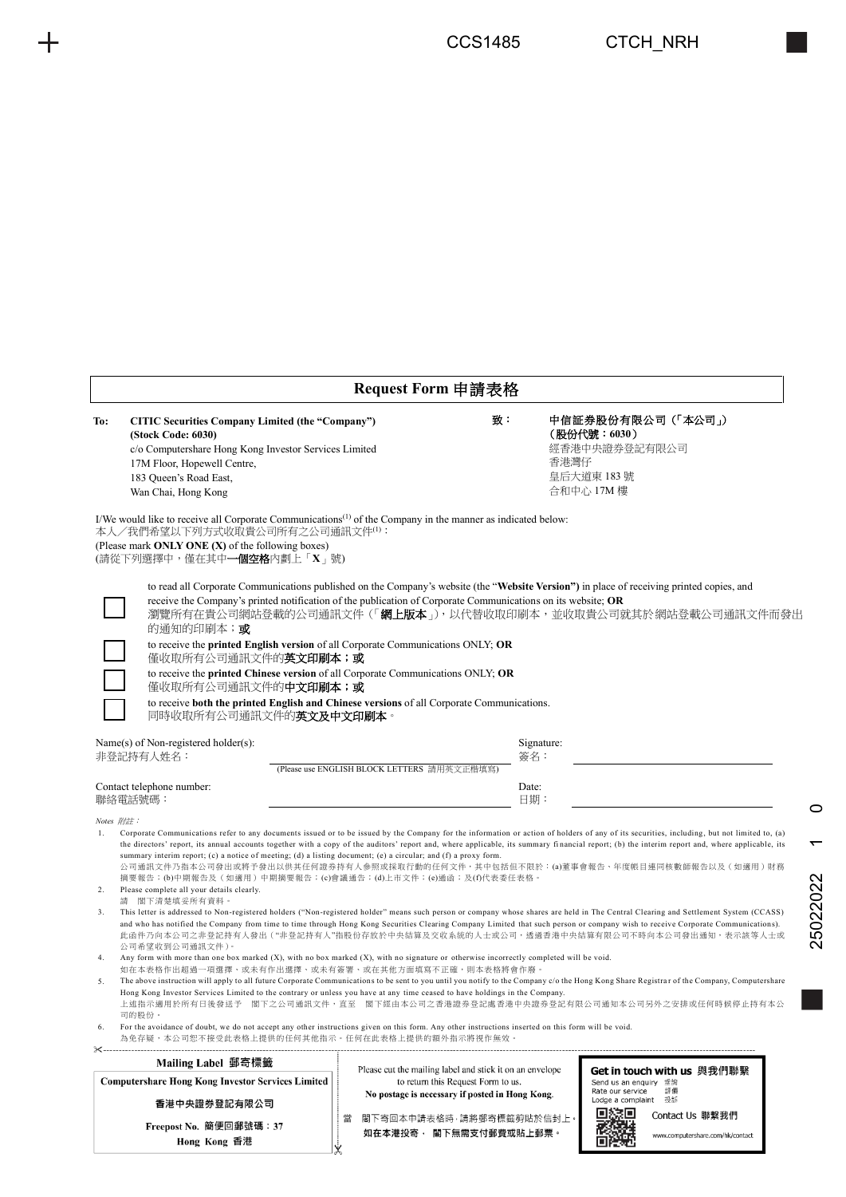# Request Form 申請表格

**To:** **CITIC Securities Company Limited (the "Company")**
**(Stock Code: 6030)**
c/o Computershare Hong Kong Investor Services Limited
17M Floor, Hopewell Centre,
183 Queen's Road East,
Wan Chai, Hong Kong

**致：** **中信証券股份有限公司（「本公司」）**
**（股份代號：6030）**
經香港中央證券登記有限公司
香港灣仔
皇后大道東 183 號
合和中心 17M 樓

I/We would like to receive all Corporate Communications[1] of the Company in the manner as indicated below:
本人／我們希望以下列方式收取貴公司所有之公司通訊文件[1]：
(Please mark **ONLY ONE (X)** of the following boxes)
(請從下列選擇中，僅在其中**一個空格**內劃上「**X**」號)

☐ to read all Corporate Communications published on the Company's website (the "**Website Version**") in place of receiving printed copies, and receive the Company's printed notification of the publication of Corporate Communications on its website; **OR**
瀏覽所有在貴公司網站登載的公司通訊文件（「**網上版本**」），以代替收取印刷本，並收取貴公司就其於網站登載公司通訊文件而發出的通知的印刷本；**或**

☐ to receive the **printed English version** of all Corporate Communications ONLY; **OR**
僅收取所有公司通訊文件的**英文印刷本；或**

☐ to receive the **printed Chinese version** of all Corporate Communications ONLY; **OR**
僅收取所有公司通訊文件的**中文印刷本；或**

☐ to receive **both the printed English and Chinese versions** of all Corporate Communications.
同時收取所有公司通訊文件的**英文及中文印刷本**。

Name(s) of Non-registered holder(s):
非登記持有人姓名：______________________
(Please use ENGLISH BLOCK LETTERS 請用英文正楷填寫)

Signature:
簽名：______________________

Contact telephone number:
聯絡電話號碼：______________________

Date:
日期：______________________

*Notes 附註：*

1. Corporate Communications refer to any documents issued or to be issued by the Company for the information or action of holders of any of its securities, including, but not limited to, (a) the directors' report, its annual accounts together with a copy of the auditors' report and, where applicable, its summary financial report; (b) the interim report and, where applicable, its summary interim report; (c) a notice of meeting; (d) a listing document; (e) a circular; and (f) a proxy form.
公司通訊文件乃指本公司發出或將予發出以供其任何證券持有人參照或採取行動的任何文件，其中包括但不限於：(a)董事會報告、年度帳目連同核數師報告以及（如適用）財務摘要報告；(b)中期報告及（如適用）中期摘要報告；(c)會議通告；(d)上市文件；(e)通函；及(f)代表委任表格。
2. Please complete all your details clearly.
請 閣下清楚填妥所有資料。
3. This letter is addressed to Non-registered holders ("Non-registered holder" means such person or company whose shares are held in The Central Clearing and Settlement System (CCASS) and who has notified the Company from time to time through Hong Kong Securities Clearing Company Limited that such person or company wish to receive Corporate Communications).
此函件乃向本公司之非登記持有人發出（"非登記持有人"指股份存放於中央結算及交收系統的人士或公司，透過香港中央結算有限公司不時向本公司發出通知，表示該等人士或公司希望收到公司通訊文件）。
4. Any form with more than one box marked (X), with no box marked (X), with no signature or otherwise incorrectly completed will be void.
如在本表格作出超過一項選擇、或未有作出選擇、或未有簽署、或在其他方面填寫不正確，則本表格將會作廢。
5. The above instruction will apply to all future Corporate Communications to be sent to you until you notify to the Company c/o the Hong Kong Share Registrar of the Company, Computershare Hong Kong Investor Services Limited to the contrary or unless you have at any time ceased to have holdings in the Company.
上述指示適用於所有日後發送予 閣下之公司通訊文件，直至 閣下經由本公司之香港證券登記處香港中央證券登記有限公司通知本公司另外之安排或任何時候停止持有本公司的股份。
6. For the avoidance of doubt, we do not accept any other instructions given on this form. Any other instructions inserted on this form will be void.
為免存疑，本公司恕不接受此表格上提供的任何其他指示。任何在此表格上提供的額外指示將視作無效。

---

**Mailing Label 郵寄標籤**

**Computershare Hong Kong Investor Services Limited**
**香港中央證券登記有限公司**
**Freepost No. 簡便回郵號碼：37**
**Hong Kong 香港**

Please cut the mailing label and stick it on an envelope to return this Request Form to us.
**No postage is necessary if posted in Hong Kong.**
當 閣下寄回本申請表格時，請將郵寄標籤剪貼於信封上。
**如在本港投寄， 閣下無需支付郵費或貼上郵票。**

**Get in touch with us 與我們聯繫**
Send us an enquiry 查詢
Rate our service 評價
Lodge a complaint 投訴
Contact Us 聯繫我們
www.computershare.com/hk/contact